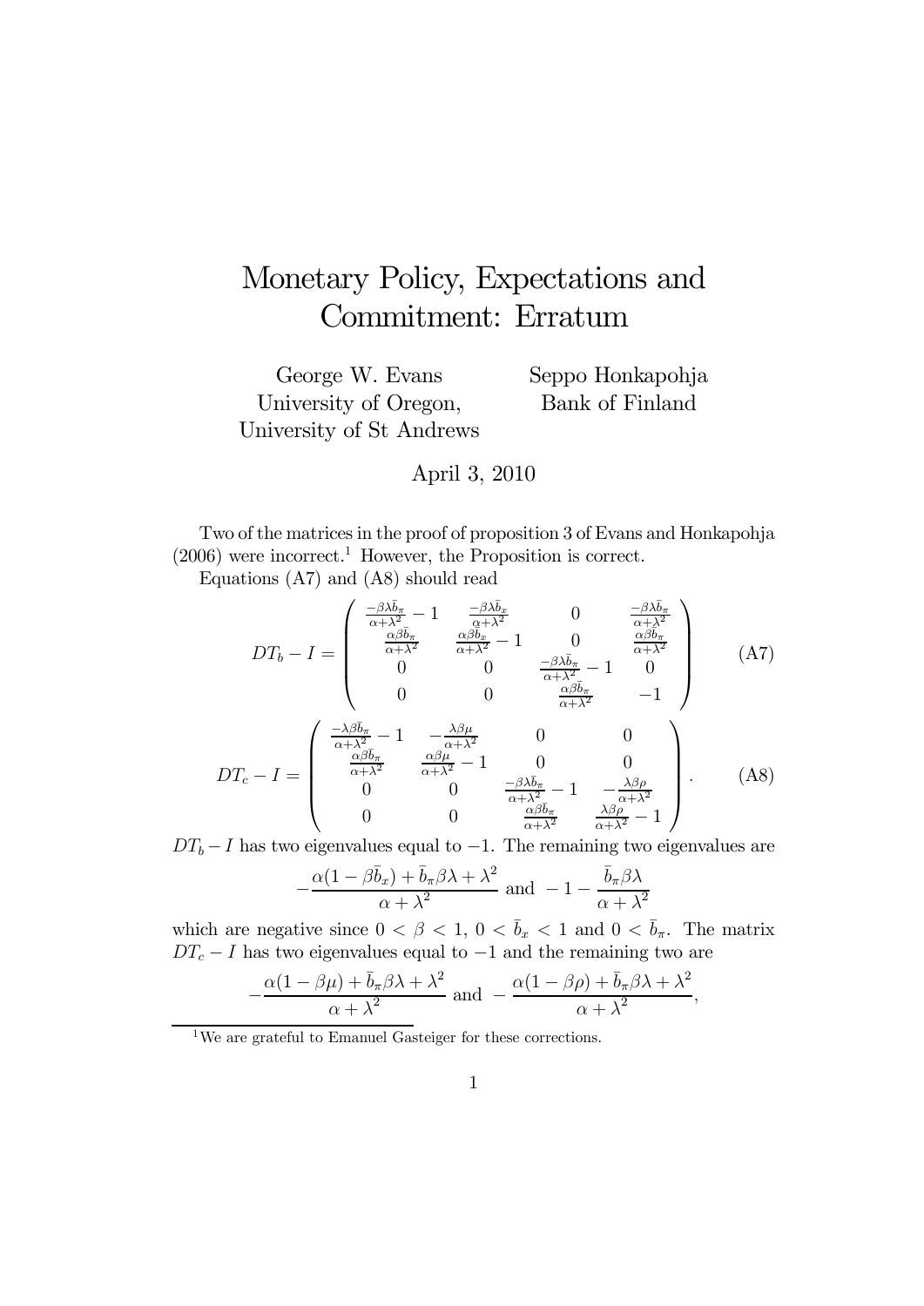# Monetary Policy, Expectations and Commitment: Erratum

George W. Evans
University of Oregon,
University of St Andrews

Seppo Honkapohja
Bank of Finland

April 3, 2010

Two of the matrices in the proof of proposition 3 of Evans and Honkapohja (2006) were incorrect.[1] However, the Proposition is correct.

Equations (A7) and (A8) should read

$$DT_b - I = \begin{pmatrix} \frac{-\beta\lambda\bar{b}_\pi}{\alpha+\lambda^2} - 1 & \frac{-\beta\lambda\bar{b}_x}{\alpha+\lambda^2} & 0 & \frac{-\beta\lambda\bar{b}_\pi}{\alpha+\lambda^2} \\ \frac{\alpha\beta\bar{b}_\pi}{\alpha+\lambda^2} & \frac{\alpha\beta\bar{b}_x}{\alpha+\lambda^2} - 1 & 0 & \frac{\alpha\beta\bar{b}_\pi}{\alpha+\lambda^2} \\ 0 & 0 & \frac{-\beta\lambda\bar{b}_\pi}{\alpha+\lambda^2} - 1 & 0 \\ 0 & 0 & \frac{\alpha\beta\bar{b}_\pi}{\alpha+\lambda^2} & -1 \end{pmatrix} \tag{A7}$$

$$DT_c - I = \begin{pmatrix} \frac{-\lambda\beta\bar{b}_\pi}{\alpha+\lambda^2} - 1 & -\frac{\lambda\beta\mu}{\alpha+\lambda^2} & 0 & 0 \\ \frac{\alpha\beta\bar{b}_\pi}{\alpha+\lambda^2} & \frac{\alpha\beta\mu}{\alpha+\lambda^2} - 1 & 0 & 0 \\ 0 & 0 & \frac{-\beta\lambda\bar{b}_\pi}{\alpha+\lambda^2} - 1 & -\frac{\lambda\beta\rho}{\alpha+\lambda^2} \\ 0 & 0 & \frac{\alpha\beta\bar{b}_\pi}{\alpha+\lambda^2} & \frac{\lambda\beta\rho}{\alpha+\lambda^2} - 1 \end{pmatrix}. \tag{A8}$$

$DT_b - I$ has two eigenvalues equal to $-1$. The remaining two eigenvalues are

$$-\frac{\alpha(1-\beta\bar{b}_x) + \bar{b}_\pi\beta\lambda + \lambda^2}{\alpha+\lambda^2} \text{ and } -1 - \frac{\bar{b}_\pi\beta\lambda}{\alpha+\lambda^2}$$

which are negative since $0 < \beta < 1$, $0 < \bar{b}_x < 1$ and $0 < \bar{b}_\pi$. The matrix $DT_c - I$ has two eigenvalues equal to $-1$ and the remaining two are

$$-\frac{\alpha(1-\beta\mu) + \bar{b}_\pi\beta\lambda + \lambda^2}{\alpha+\lambda^2} \text{ and } -\frac{\alpha(1-\beta\rho) + \bar{b}_\pi\beta\lambda + \lambda^2}{\alpha+\lambda^2},$$

[1] We are grateful to Emanuel Gasteiger for these corrections.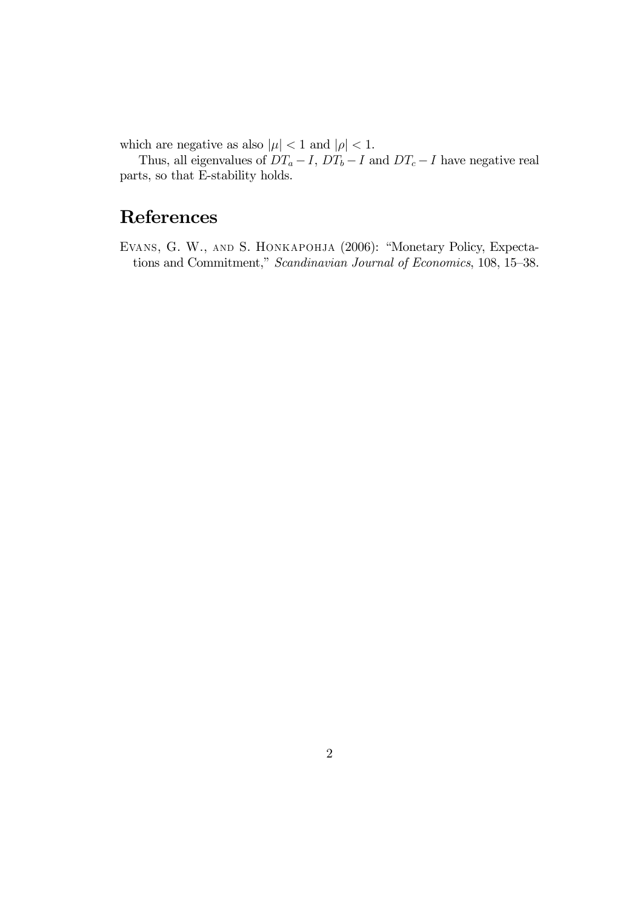which are negative as also $|\mu| < 1$ and $|\rho| < 1$.

Thus, all eigenvalues of $DT_a - I$, $DT_b - I$ and $DT_c - I$ have negative real parts, so that E-stability holds.

# References

Evans, G. W., and S. Honkapohja (2006): "Monetary Policy, Expectations and Commitment," *Scandinavian Journal of Economics*, 108, 15–38.